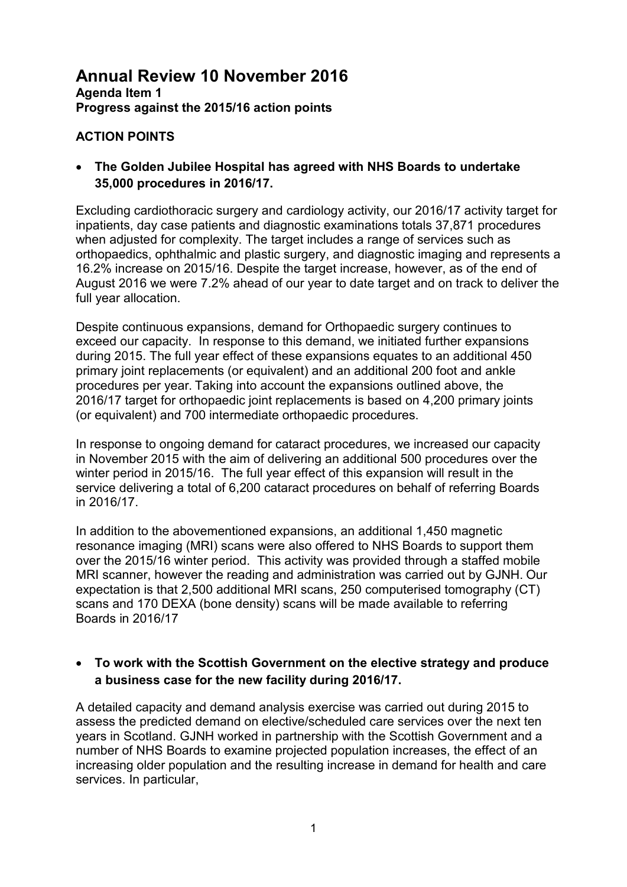# Annual Review 10 November 2016

**Agenda Item 1**
**Progress against the 2015/16 action points**

**ACTION POINTS**

- **The Golden Jubilee Hospital has agreed with NHS Boards to undertake 35,000 procedures in 2016/17.**

Excluding cardiothoracic surgery and cardiology activity, our 2016/17 activity target for inpatients, day case patients and diagnostic examinations totals 37,871 procedures when adjusted for complexity. The target includes a range of services such as orthopaedics, ophthalmic and plastic surgery, and diagnostic imaging and represents a 16.2% increase on 2015/16. Despite the target increase, however, as of the end of August 2016 we were 7.2% ahead of our year to date target and on track to deliver the full year allocation.

Despite continuous expansions, demand for Orthopaedic surgery continues to exceed our capacity. In response to this demand, we initiated further expansions during 2015. The full year effect of these expansions equates to an additional 450 primary joint replacements (or equivalent) and an additional 200 foot and ankle procedures per year. Taking into account the expansions outlined above, the 2016/17 target for orthopaedic joint replacements is based on 4,200 primary joints (or equivalent) and 700 intermediate orthopaedic procedures.

In response to ongoing demand for cataract procedures, we increased our capacity in November 2015 with the aim of delivering an additional 500 procedures over the winter period in 2015/16. The full year effect of this expansion will result in the service delivering a total of 6,200 cataract procedures on behalf of referring Boards in 2016/17.

In addition to the abovementioned expansions, an additional 1,450 magnetic resonance imaging (MRI) scans were also offered to NHS Boards to support them over the 2015/16 winter period. This activity was provided through a staffed mobile MRI scanner, however the reading and administration was carried out by GJNH. Our expectation is that 2,500 additional MRI scans, 250 computerised tomography (CT) scans and 170 DEXA (bone density) scans will be made available to referring Boards in 2016/17

- **To work with the Scottish Government on the elective strategy and produce a business case for the new facility during 2016/17.**

A detailed capacity and demand analysis exercise was carried out during 2015 to assess the predicted demand on elective/scheduled care services over the next ten years in Scotland. GJNH worked in partnership with the Scottish Government and a number of NHS Boards to examine projected population increases, the effect of an increasing older population and the resulting increase in demand for health and care services. In particular,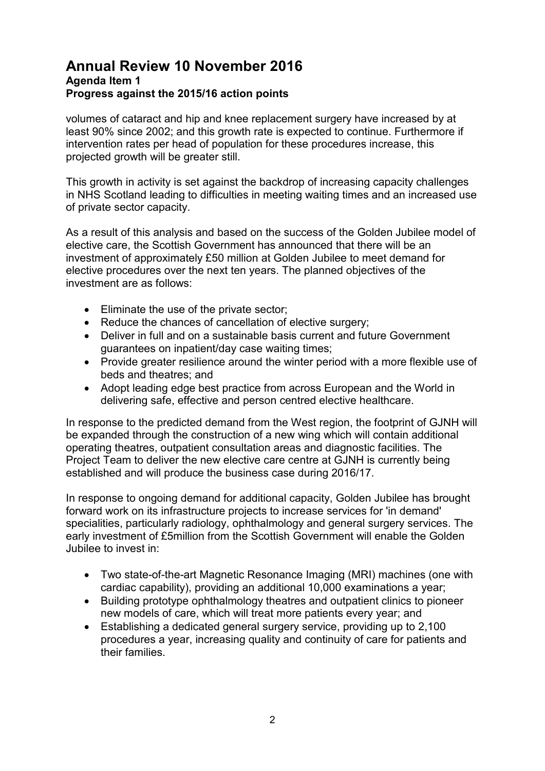# Annual Review 10 November 2016

**Agenda Item 1**
**Progress against the 2015/16 action points**

volumes of cataract and hip and knee replacement surgery have increased by at least 90% since 2002; and this growth rate is expected to continue. Furthermore if intervention rates per head of population for these procedures increase, this projected growth will be greater still.

This growth in activity is set against the backdrop of increasing capacity challenges in NHS Scotland leading to difficulties in meeting waiting times and an increased use of private sector capacity.

As a result of this analysis and based on the success of the Golden Jubilee model of elective care, the Scottish Government has announced that there will be an investment of approximately £50 million at Golden Jubilee to meet demand for elective procedures over the next ten years. The planned objectives of the investment are as follows:

- Eliminate the use of the private sector;
- Reduce the chances of cancellation of elective surgery;
- Deliver in full and on a sustainable basis current and future Government guarantees on inpatient/day case waiting times;
- Provide greater resilience around the winter period with a more flexible use of beds and theatres; and
- Adopt leading edge best practice from across European and the World in delivering safe, effective and person centred elective healthcare.

In response to the predicted demand from the West region, the footprint of GJNH will be expanded through the construction of a new wing which will contain additional operating theatres, outpatient consultation areas and diagnostic facilities. The Project Team to deliver the new elective care centre at GJNH is currently being established and will produce the business case during 2016/17.

In response to ongoing demand for additional capacity, Golden Jubilee has brought forward work on its infrastructure projects to increase services for 'in demand' specialities, particularly radiology, ophthalmology and general surgery services. The early investment of £5million from the Scottish Government will enable the Golden Jubilee to invest in:

- Two state-of-the-art Magnetic Resonance Imaging (MRI) machines (one with cardiac capability), providing an additional 10,000 examinations a year;
- Building prototype ophthalmology theatres and outpatient clinics to pioneer new models of care, which will treat more patients every year; and
- Establishing a dedicated general surgery service, providing up to 2,100 procedures a year, increasing quality and continuity of care for patients and their families.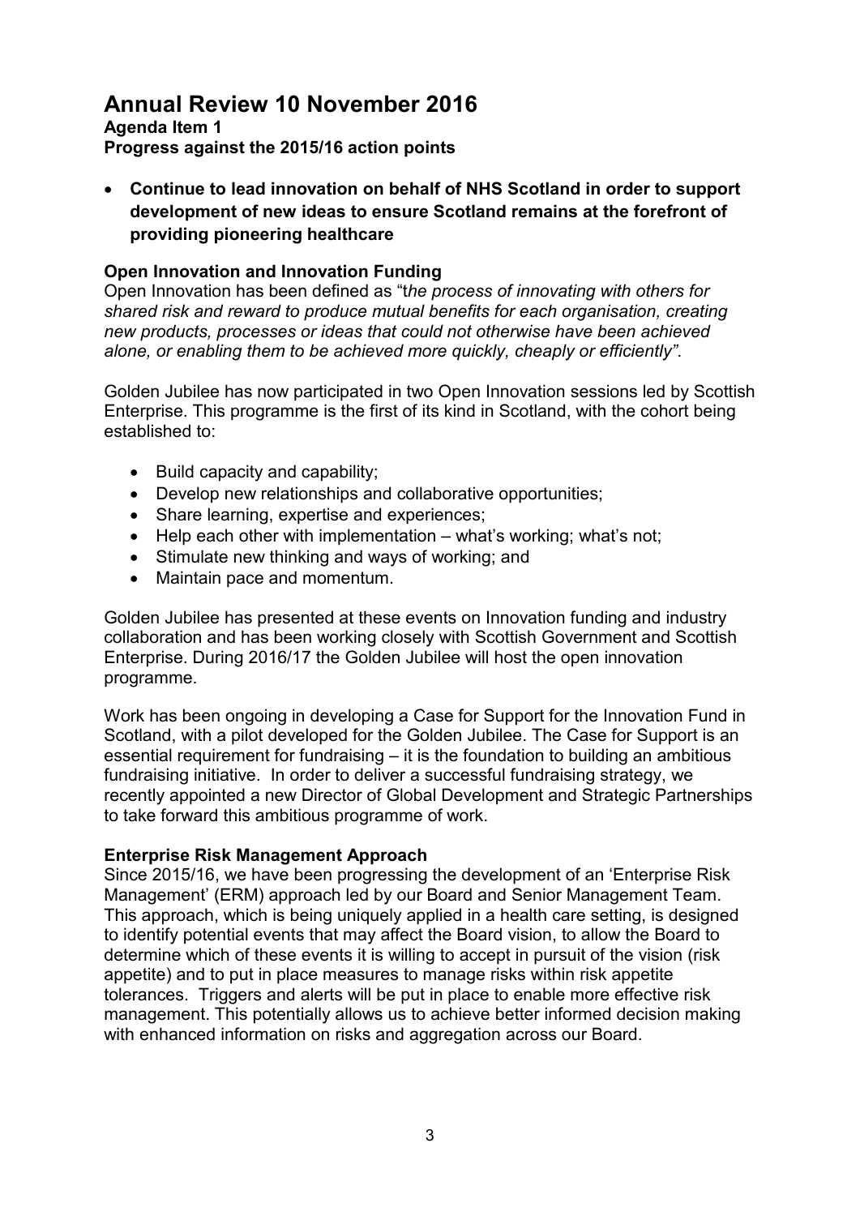# Annual Review 10 November 2016

**Agenda Item 1**
**Progress against the 2015/16 action points**

- **Continue to lead innovation on behalf of NHS Scotland in order to support development of new ideas to ensure Scotland remains at the forefront of providing pioneering healthcare**

**Open Innovation and Innovation Funding**
Open Innovation has been defined as "*the process of innovating with others for shared risk and reward to produce mutual benefits for each organisation, creating new products, processes or ideas that could not otherwise have been achieved alone, or enabling them to be achieved more quickly, cheaply or efficiently"*.

Golden Jubilee has now participated in two Open Innovation sessions led by Scottish Enterprise. This programme is the first of its kind in Scotland, with the cohort being established to:

- Build capacity and capability;
- Develop new relationships and collaborative opportunities;
- Share learning, expertise and experiences;
- Help each other with implementation – what's working; what's not;
- Stimulate new thinking and ways of working; and
- Maintain pace and momentum.

Golden Jubilee has presented at these events on Innovation funding and industry collaboration and has been working closely with Scottish Government and Scottish Enterprise. During 2016/17 the Golden Jubilee will host the open innovation programme.

Work has been ongoing in developing a Case for Support for the Innovation Fund in Scotland, with a pilot developed for the Golden Jubilee. The Case for Support is an essential requirement for fundraising – it is the foundation to building an ambitious fundraising initiative. In order to deliver a successful fundraising strategy, we recently appointed a new Director of Global Development and Strategic Partnerships to take forward this ambitious programme of work.

**Enterprise Risk Management Approach**
Since 2015/16, we have been progressing the development of an 'Enterprise Risk Management' (ERM) approach led by our Board and Senior Management Team. This approach, which is being uniquely applied in a health care setting, is designed to identify potential events that may affect the Board vision, to allow the Board to determine which of these events it is willing to accept in pursuit of the vision (risk appetite) and to put in place measures to manage risks within risk appetite tolerances. Triggers and alerts will be put in place to enable more effective risk management. This potentially allows us to achieve better informed decision making with enhanced information on risks and aggregation across our Board.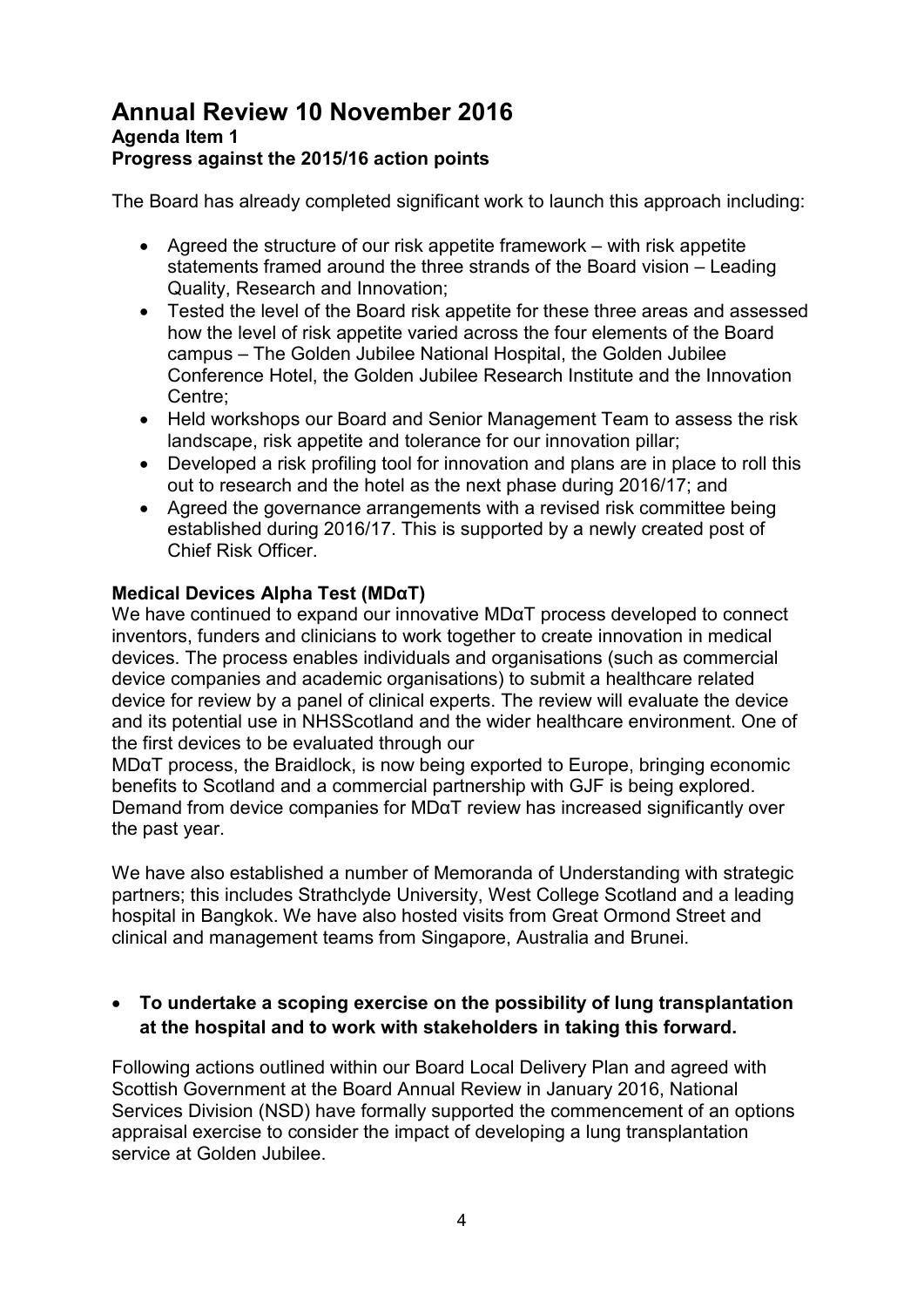# Annual Review 10 November 2016

**Agenda Item 1**
**Progress against the 2015/16 action points**

The Board has already completed significant work to launch this approach including:

- Agreed the structure of our risk appetite framework – with risk appetite statements framed around the three strands of the Board vision – Leading Quality, Research and Innovation;
- Tested the level of the Board risk appetite for these three areas and assessed how the level of risk appetite varied across the four elements of the Board campus – The Golden Jubilee National Hospital, the Golden Jubilee Conference Hotel, the Golden Jubilee Research Institute and the Innovation Centre;
- Held workshops our Board and Senior Management Team to assess the risk landscape, risk appetite and tolerance for our innovation pillar;
- Developed a risk profiling tool for innovation and plans are in place to roll this out to research and the hotel as the next phase during 2016/17; and
- Agreed the governance arrangements with a revised risk committee being established during 2016/17. This is supported by a newly created post of Chief Risk Officer.

**Medical Devices Alpha Test (MDαT)**

We have continued to expand our innovative MDαT process developed to connect inventors, funders and clinicians to work together to create innovation in medical devices. The process enables individuals and organisations (such as commercial device companies and academic organisations) to submit a healthcare related device for review by a panel of clinical experts. The review will evaluate the device and its potential use in NHSScotland and the wider healthcare environment. One of the first devices to be evaluated through our MDαT process, the Braidlock, is now being exported to Europe, bringing economic benefits to Scotland and a commercial partnership with GJF is being explored. Demand from device companies for MDαT review has increased significantly over the past year.

We have also established a number of Memoranda of Understanding with strategic partners; this includes Strathclyde University, West College Scotland and a leading hospital in Bangkok. We have also hosted visits from Great Ormond Street and clinical and management teams from Singapore, Australia and Brunei.

- **To undertake a scoping exercise on the possibility of lung transplantation at the hospital and to work with stakeholders in taking this forward.**

Following actions outlined within our Board Local Delivery Plan and agreed with Scottish Government at the Board Annual Review in January 2016, National Services Division (NSD) have formally supported the commencement of an options appraisal exercise to consider the impact of developing a lung transplantation service at Golden Jubilee.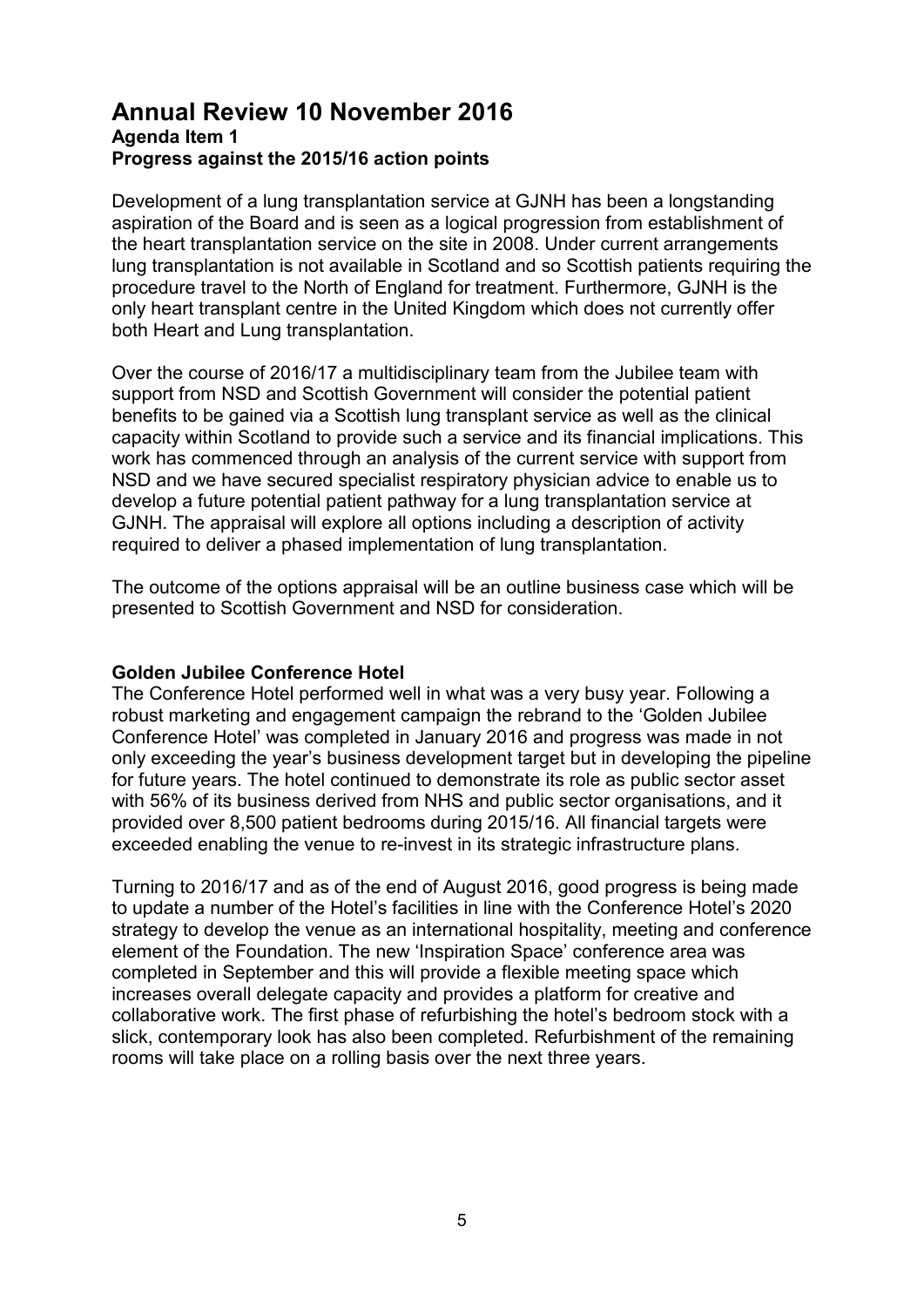# Annual Review 10 November 2016

**Agenda Item 1**

**Progress against the 2015/16 action points**

Development of a lung transplantation service at GJNH has been a longstanding aspiration of the Board and is seen as a logical progression from establishment of the heart transplantation service on the site in 2008. Under current arrangements lung transplantation is not available in Scotland and so Scottish patients requiring the procedure travel to the North of England for treatment. Furthermore, GJNH is the only heart transplant centre in the United Kingdom which does not currently offer both Heart and Lung transplantation.

Over the course of 2016/17 a multidisciplinary team from the Jubilee team with support from NSD and Scottish Government will consider the potential patient benefits to be gained via a Scottish lung transplant service as well as the clinical capacity within Scotland to provide such a service and its financial implications. This work has commenced through an analysis of the current service with support from NSD and we have secured specialist respiratory physician advice to enable us to develop a future potential patient pathway for a lung transplantation service at GJNH. The appraisal will explore all options including a description of activity required to deliver a phased implementation of lung transplantation.

The outcome of the options appraisal will be an outline business case which will be presented to Scottish Government and NSD for consideration.

**Golden Jubilee Conference Hotel**

The Conference Hotel performed well in what was a very busy year. Following a robust marketing and engagement campaign the rebrand to the 'Golden Jubilee Conference Hotel' was completed in January 2016 and progress was made in not only exceeding the year's business development target but in developing the pipeline for future years. The hotel continued to demonstrate its role as public sector asset with 56% of its business derived from NHS and public sector organisations, and it provided over 8,500 patient bedrooms during 2015/16. All financial targets were exceeded enabling the venue to re-invest in its strategic infrastructure plans.

Turning to 2016/17 and as of the end of August 2016, good progress is being made to update a number of the Hotel's facilities in line with the Conference Hotel's 2020 strategy to develop the venue as an international hospitality, meeting and conference element of the Foundation. The new 'Inspiration Space' conference area was completed in September and this will provide a flexible meeting space which increases overall delegate capacity and provides a platform for creative and collaborative work. The first phase of refurbishing the hotel's bedroom stock with a slick, contemporary look has also been completed. Refurbishment of the remaining rooms will take place on a rolling basis over the next three years.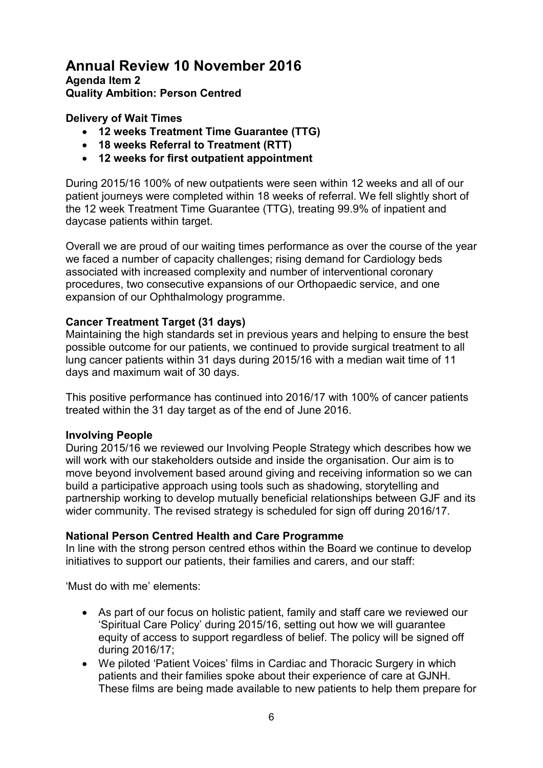# Annual Review 10 November 2016

**Agenda Item 2**
**Quality Ambition: Person Centred**

### Delivery of Wait Times

- **12 weeks Treatment Time Guarantee (TTG)**
- **18 weeks Referral to Treatment (RTT)**
- **12 weeks for first outpatient appointment**

During 2015/16 100% of new outpatients were seen within 12 weeks and all of our patient journeys were completed within 18 weeks of referral. We fell slightly short of the 12 week Treatment Time Guarantee (TTG), treating 99.9% of inpatient and daycase patients within target.

Overall we are proud of our waiting times performance as over the course of the year we faced a number of capacity challenges; rising demand for Cardiology beds associated with increased complexity and number of interventional coronary procedures, two consecutive expansions of our Orthopaedic service, and one expansion of our Ophthalmology programme.

### Cancer Treatment Target (31 days)

Maintaining the high standards set in previous years and helping to ensure the best possible outcome for our patients, we continued to provide surgical treatment to all lung cancer patients within 31 days during 2015/16 with a median wait time of 11 days and maximum wait of 30 days.

This positive performance has continued into 2016/17 with 100% of cancer patients treated within the 31 day target as of the end of June 2016.

### Involving People

During 2015/16 we reviewed our Involving People Strategy which describes how we will work with our stakeholders outside and inside the organisation. Our aim is to move beyond involvement based around giving and receiving information so we can build a participative approach using tools such as shadowing, storytelling and partnership working to develop mutually beneficial relationships between GJF and its wider community. The revised strategy is scheduled for sign off during 2016/17.

### National Person Centred Health and Care Programme

In line with the strong person centred ethos within the Board we continue to develop initiatives to support our patients, their families and carers, and our staff:

'Must do with me' elements:

- As part of our focus on holistic patient, family and staff care we reviewed our 'Spiritual Care Policy' during 2015/16, setting out how we will guarantee equity of access to support regardless of belief. The policy will be signed off during 2016/17;
- We piloted 'Patient Voices' films in Cardiac and Thoracic Surgery in which patients and their families spoke about their experience of care at GJNH. These films are being made available to new patients to help them prepare for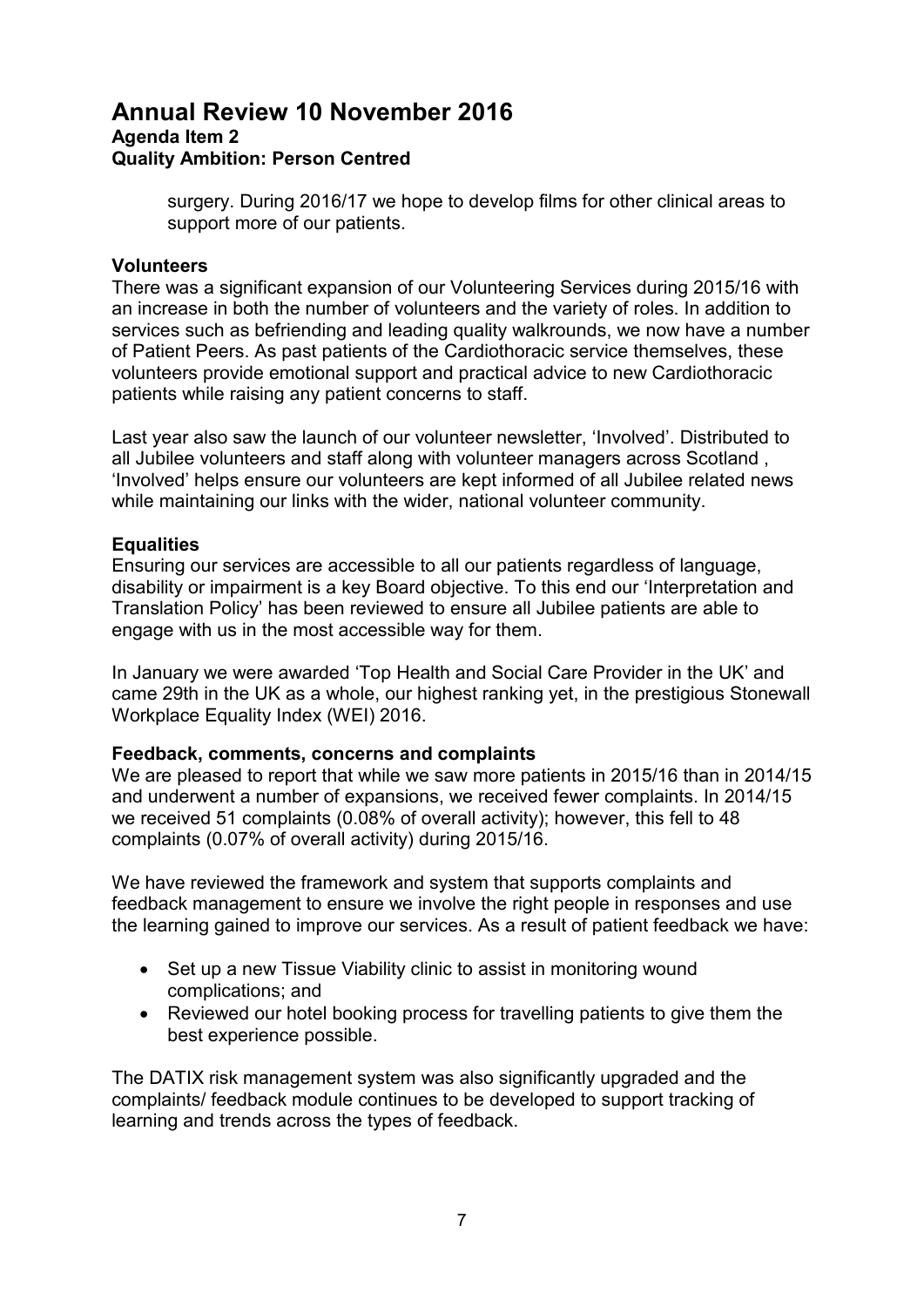surgery. During 2016/17 we hope to develop films for other clinical areas to support more of our patients.

**Volunteers**

There was a significant expansion of our Volunteering Services during 2015/16 with an increase in both the number of volunteers and the variety of roles. In addition to services such as befriending and leading quality walkrounds, we now have a number of Patient Peers. As past patients of the Cardiothoracic service themselves, these volunteers provide emotional support and practical advice to new Cardiothoracic patients while raising any patient concerns to staff.

Last year also saw the launch of our volunteer newsletter, 'Involved'. Distributed to all Jubilee volunteers and staff along with volunteer managers across Scotland , 'Involved' helps ensure our volunteers are kept informed of all Jubilee related news while maintaining our links with the wider, national volunteer community.

**Equalities**

Ensuring our services are accessible to all our patients regardless of language, disability or impairment is a key Board objective. To this end our 'Interpretation and Translation Policy' has been reviewed to ensure all Jubilee patients are able to engage with us in the most accessible way for them.

In January we were awarded 'Top Health and Social Care Provider in the UK' and came 29th in the UK as a whole, our highest ranking yet, in the prestigious Stonewall Workplace Equality Index (WEI) 2016.

**Feedback, comments, concerns and complaints**

We are pleased to report that while we saw more patients in 2015/16 than in 2014/15 and underwent a number of expansions, we received fewer complaints. In 2014/15 we received 51 complaints (0.08% of overall activity); however, this fell to 48 complaints (0.07% of overall activity) during 2015/16.

We have reviewed the framework and system that supports complaints and feedback management to ensure we involve the right people in responses and use the learning gained to improve our services. As a result of patient feedback we have:

- Set up a new Tissue Viability clinic to assist in monitoring wound complications; and
- Reviewed our hotel booking process for travelling patients to give them the best experience possible.

The DATIX risk management system was also significantly upgraded and the complaints/ feedback module continues to be developed to support tracking of learning and trends across the types of feedback.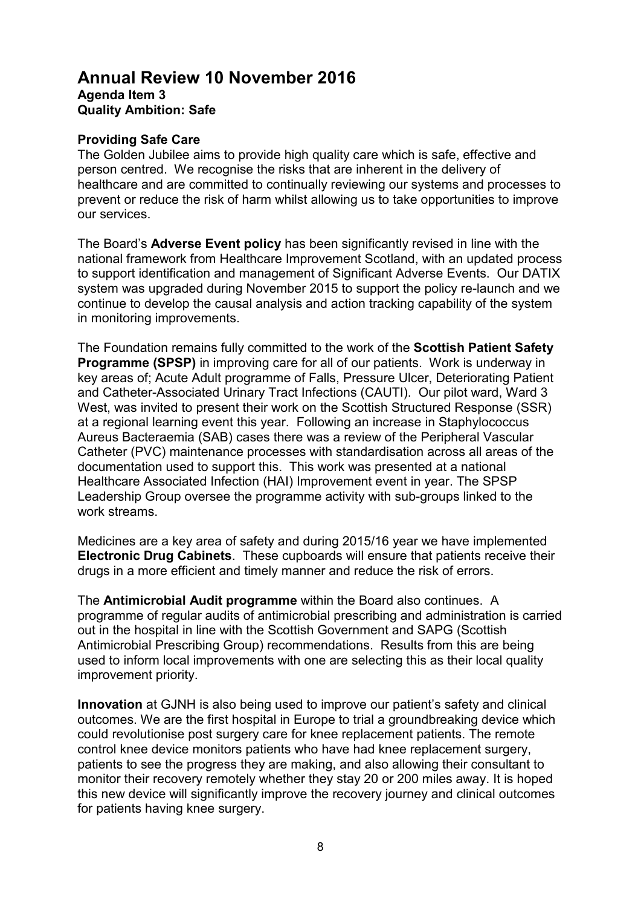# Annual Review 10 November 2016

**Agenda Item 3**
**Quality Ambition: Safe**

**Providing Safe Care**

The Golden Jubilee aims to provide high quality care which is safe, effective and person centred. We recognise the risks that are inherent in the delivery of healthcare and are committed to continually reviewing our systems and processes to prevent or reduce the risk of harm whilst allowing us to take opportunities to improve our services.

The Board's **Adverse Event policy** has been significantly revised in line with the national framework from Healthcare Improvement Scotland, with an updated process to support identification and management of Significant Adverse Events. Our DATIX system was upgraded during November 2015 to support the policy re-launch and we continue to develop the causal analysis and action tracking capability of the system in monitoring improvements.

The Foundation remains fully committed to the work of the **Scottish Patient Safety Programme (SPSP)** in improving care for all of our patients. Work is underway in key areas of; Acute Adult programme of Falls, Pressure Ulcer, Deteriorating Patient and Catheter-Associated Urinary Tract Infections (CAUTI). Our pilot ward, Ward 3 West, was invited to present their work on the Scottish Structured Response (SSR) at a regional learning event this year. Following an increase in Staphylococcus Aureus Bacteraemia (SAB) cases there was a review of the Peripheral Vascular Catheter (PVC) maintenance processes with standardisation across all areas of the documentation used to support this. This work was presented at a national Healthcare Associated Infection (HAI) Improvement event in year. The SPSP Leadership Group oversee the programme activity with sub-groups linked to the work streams.

Medicines are a key area of safety and during 2015/16 year we have implemented **Electronic Drug Cabinets**. These cupboards will ensure that patients receive their drugs in a more efficient and timely manner and reduce the risk of errors.

The **Antimicrobial Audit programme** within the Board also continues. A programme of regular audits of antimicrobial prescribing and administration is carried out in the hospital in line with the Scottish Government and SAPG (Scottish Antimicrobial Prescribing Group) recommendations. Results from this are being used to inform local improvements with one are selecting this as their local quality improvement priority.

**Innovation** at GJNH is also being used to improve our patient's safety and clinical outcomes. We are the first hospital in Europe to trial a groundbreaking device which could revolutionise post surgery care for knee replacement patients. The remote control knee device monitors patients who have had knee replacement surgery, patients to see the progress they are making, and also allowing their consultant to monitor their recovery remotely whether they stay 20 or 200 miles away. It is hoped this new device will significantly improve the recovery journey and clinical outcomes for patients having knee surgery.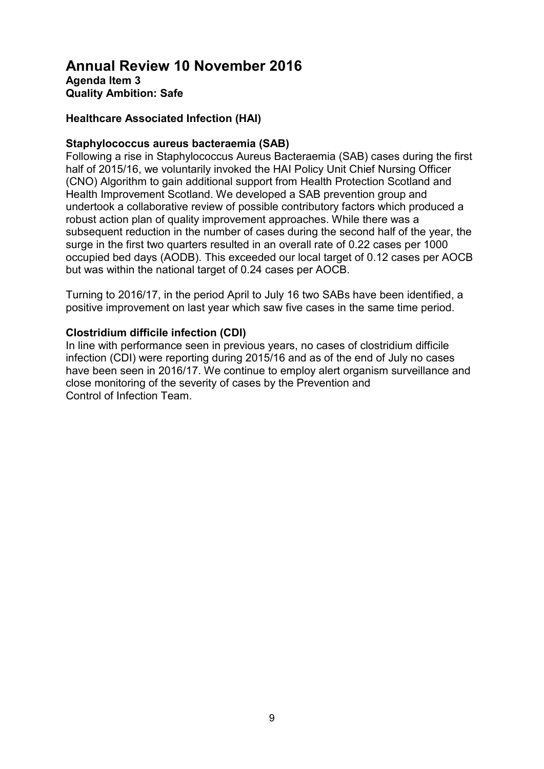# Annual Review 10 November 2016

**Agenda Item 3**
**Quality Ambition: Safe**

**Healthcare Associated Infection (HAI)**

**Staphylococcus aureus bacteraemia (SAB)**

Following a rise in Staphylococcus Aureus Bacteraemia (SAB) cases during the first half of 2015/16, we voluntarily invoked the HAI Policy Unit Chief Nursing Officer (CNO) Algorithm to gain additional support from Health Protection Scotland and Health Improvement Scotland. We developed a SAB prevention group and undertook a collaborative review of possible contributory factors which produced a robust action plan of quality improvement approaches. While there was a subsequent reduction in the number of cases during the second half of the year, the surge in the first two quarters resulted in an overall rate of 0.22 cases per 1000 occupied bed days (AODB). This exceeded our local target of 0.12 cases per AOCB but was within the national target of 0.24 cases per AOCB.

Turning to 2016/17, in the period April to July 16 two SABs have been identified, a positive improvement on last year which saw five cases in the same time period.

**Clostridium difficile infection (CDI)**

In line with performance seen in previous years, no cases of clostridium difficile infection (CDI) were reporting during 2015/16 and as of the end of July no cases have been seen in 2016/17. We continue to employ alert organism surveillance and close monitoring of the severity of cases by the Prevention and Control of Infection Team.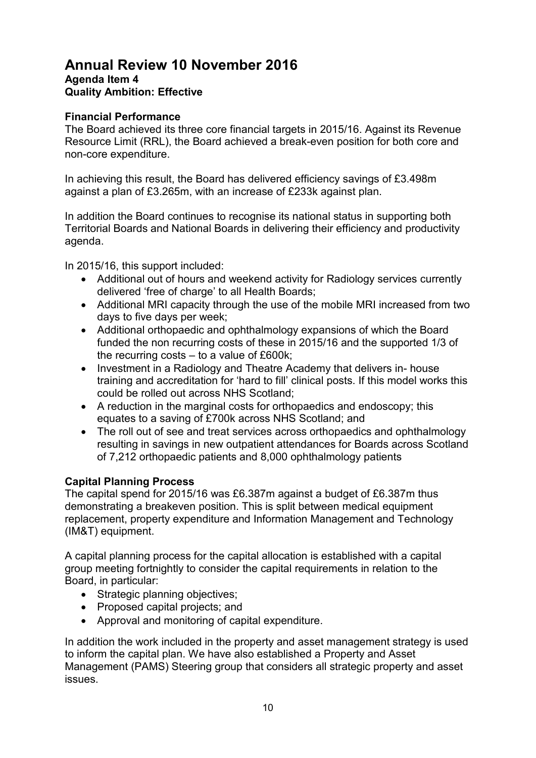# Annual Review 10 November 2016

**Agenda Item 4**
**Quality Ambition: Effective**

### Financial Performance

The Board achieved its three core financial targets in 2015/16. Against its Revenue Resource Limit (RRL), the Board achieved a break-even position for both core and non-core expenditure.

In achieving this result, the Board has delivered efficiency savings of £3.498m against a plan of £3.265m, with an increase of £233k against plan.

In addition the Board continues to recognise its national status in supporting both Territorial Boards and National Boards in delivering their efficiency and productivity agenda.

In 2015/16, this support included:

- Additional out of hours and weekend activity for Radiology services currently delivered 'free of charge' to all Health Boards;
- Additional MRI capacity through the use of the mobile MRI increased from two days to five days per week;
- Additional orthopaedic and ophthalmology expansions of which the Board funded the non recurring costs of these in 2015/16 and the supported 1/3 of the recurring costs – to a value of £600k;
- Investment in a Radiology and Theatre Academy that delivers in- house training and accreditation for 'hard to fill' clinical posts. If this model works this could be rolled out across NHS Scotland;
- A reduction in the marginal costs for orthopaedics and endoscopy; this equates to a saving of £700k across NHS Scotland; and
- The roll out of see and treat services across orthopaedics and ophthalmology resulting in savings in new outpatient attendances for Boards across Scotland of 7,212 orthopaedic patients and 8,000 ophthalmology patients

### Capital Planning Process

The capital spend for 2015/16 was £6.387m against a budget of £6.387m thus demonstrating a breakeven position. This is split between medical equipment replacement, property expenditure and Information Management and Technology (IM&T) equipment.

A capital planning process for the capital allocation is established with a capital group meeting fortnightly to consider the capital requirements in relation to the Board, in particular:

- Strategic planning objectives;
- Proposed capital projects; and
- Approval and monitoring of capital expenditure.

In addition the work included in the property and asset management strategy is used to inform the capital plan. We have also established a Property and Asset Management (PAMS) Steering group that considers all strategic property and asset issues.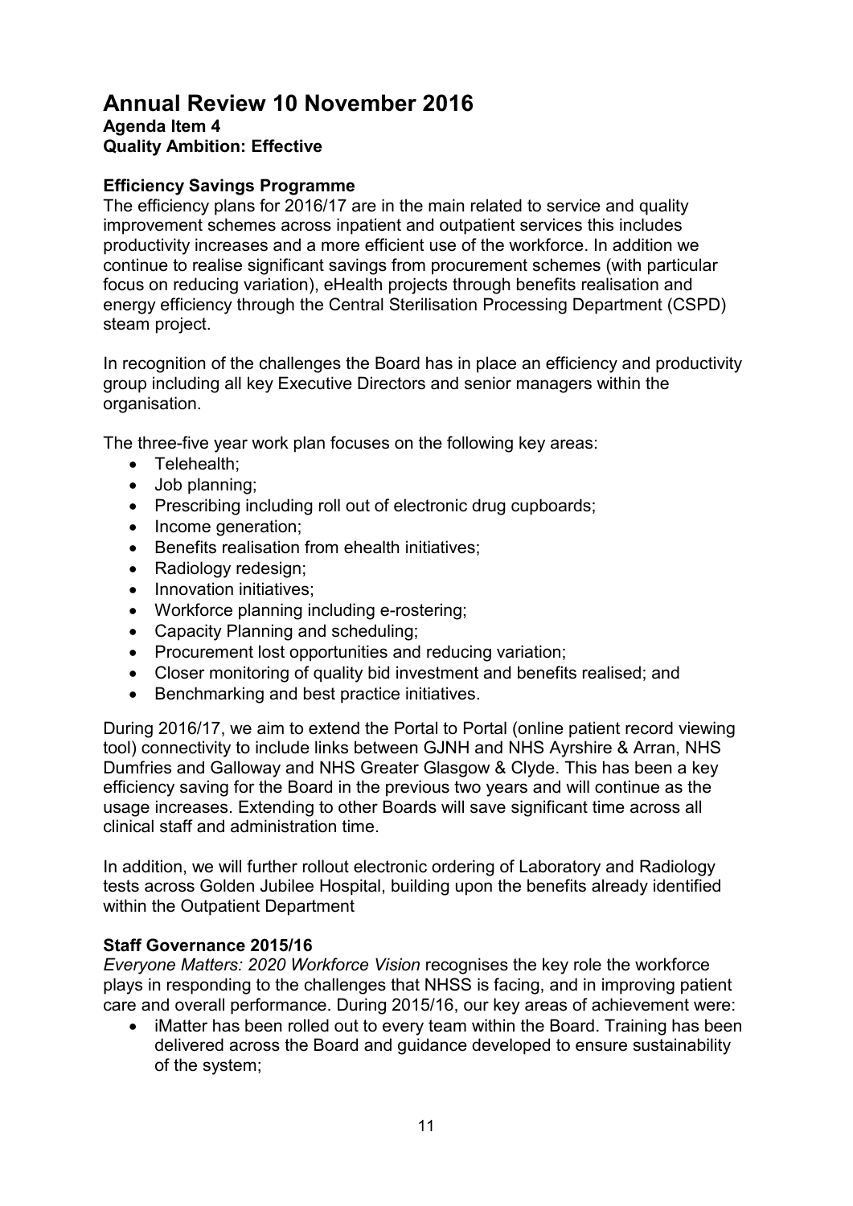# Annual Review 10 November 2016

**Agenda Item 4**
**Quality Ambition: Effective**

### Efficiency Savings Programme

The efficiency plans for 2016/17 are in the main related to service and quality improvement schemes across inpatient and outpatient services this includes productivity increases and a more efficient use of the workforce. In addition we continue to realise significant savings from procurement schemes (with particular focus on reducing variation), eHealth projects through benefits realisation and energy efficiency through the Central Sterilisation Processing Department (CSPD) steam project.

In recognition of the challenges the Board has in place an efficiency and productivity group including all key Executive Directors and senior managers within the organisation.

The three-five year work plan focuses on the following key areas:

- Telehealth;
- Job planning;
- Prescribing including roll out of electronic drug cupboards;
- Income generation;
- Benefits realisation from ehealth initiatives;
- Radiology redesign;
- Innovation initiatives;
- Workforce planning including e-rostering;
- Capacity Planning and scheduling;
- Procurement lost opportunities and reducing variation;
- Closer monitoring of quality bid investment and benefits realised; and
- Benchmarking and best practice initiatives.

During 2016/17, we aim to extend the Portal to Portal (online patient record viewing tool) connectivity to include links between GJNH and NHS Ayrshire & Arran, NHS Dumfries and Galloway and NHS Greater Glasgow & Clyde. This has been a key efficiency saving for the Board in the previous two years and will continue as the usage increases. Extending to other Boards will save significant time across all clinical staff and administration time.

In addition, we will further rollout electronic ordering of Laboratory and Radiology tests across Golden Jubilee Hospital, building upon the benefits already identified within the Outpatient Department

### Staff Governance 2015/16

*Everyone Matters: 2020 Workforce Vision* recognises the key role the workforce plays in responding to the challenges that NHSS is facing, and in improving patient care and overall performance. During 2015/16, our key areas of achievement were:

- iMatter has been rolled out to every team within the Board. Training has been delivered across the Board and guidance developed to ensure sustainability of the system;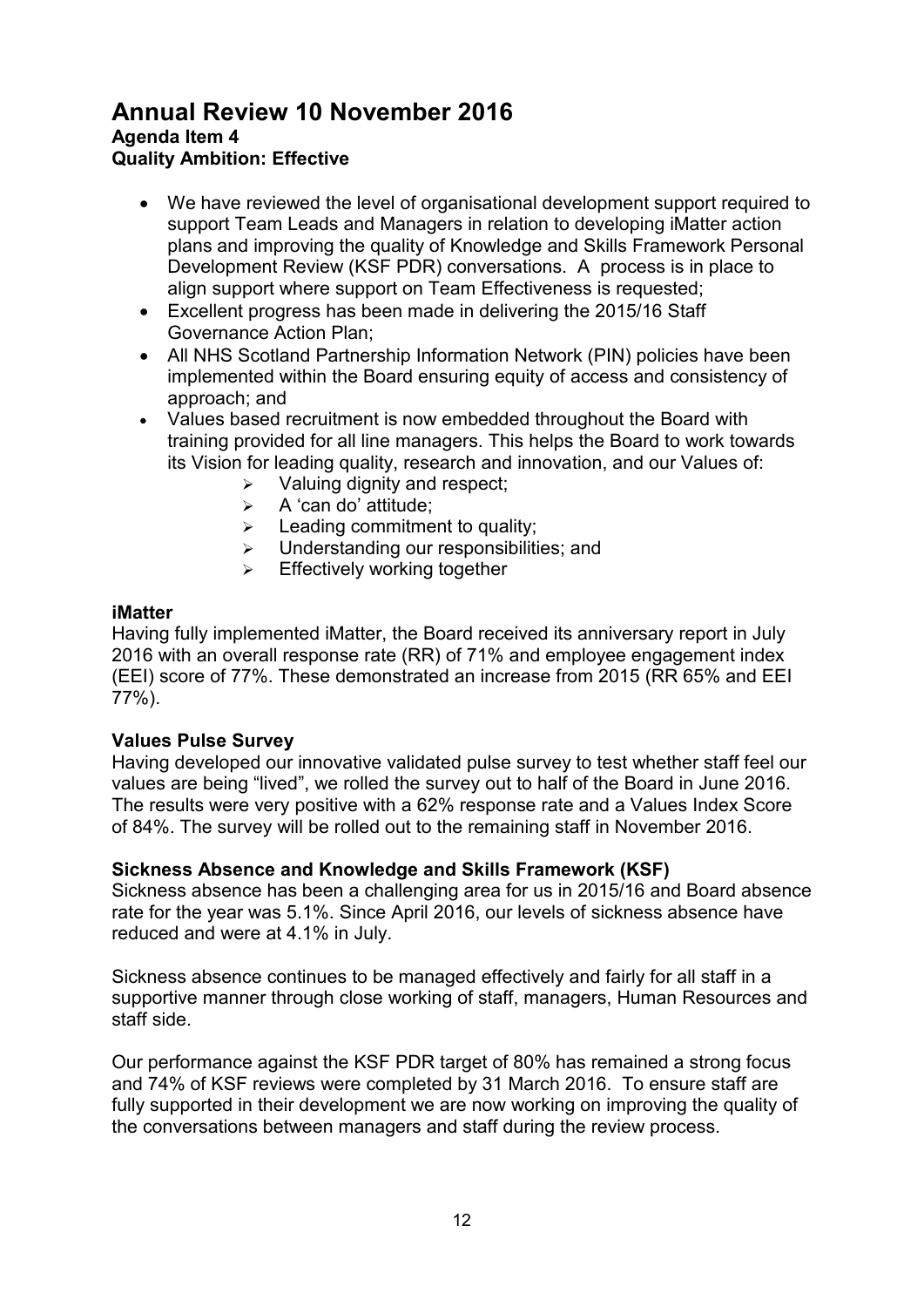# Annual Review 10 November 2016

**Agenda Item 4**
**Quality Ambition: Effective**

- We have reviewed the level of organisational development support required to support Team Leads and Managers in relation to developing iMatter action plans and improving the quality of Knowledge and Skills Framework Personal Development Review (KSF PDR) conversations. A process is in place to align support where support on Team Effectiveness is requested;
- Excellent progress has been made in delivering the 2015/16 Staff Governance Action Plan;
- All NHS Scotland Partnership Information Network (PIN) policies have been implemented within the Board ensuring equity of access and consistency of approach; and
- Values based recruitment is now embedded throughout the Board with training provided for all line managers. This helps the Board to work towards its Vision for leading quality, research and innovation, and our Values of:
  - Valuing dignity and respect;
  - A 'can do' attitude;
  - Leading commitment to quality;
  - Understanding our responsibilities; and
  - Effectively working together

**iMatter**

Having fully implemented iMatter, the Board received its anniversary report in July 2016 with an overall response rate (RR) of 71% and employee engagement index (EEI) score of 77%. These demonstrated an increase from 2015 (RR 65% and EEI 77%).

**Values Pulse Survey**

Having developed our innovative validated pulse survey to test whether staff feel our values are being "lived", we rolled the survey out to half of the Board in June 2016. The results were very positive with a 62% response rate and a Values Index Score of 84%. The survey will be rolled out to the remaining staff in November 2016.

**Sickness Absence and Knowledge and Skills Framework (KSF)**

Sickness absence has been a challenging area for us in 2015/16 and Board absence rate for the year was 5.1%. Since April 2016, our levels of sickness absence have reduced and were at 4.1% in July.

Sickness absence continues to be managed effectively and fairly for all staff in a supportive manner through close working of staff, managers, Human Resources and staff side.

Our performance against the KSF PDR target of 80% has remained a strong focus and 74% of KSF reviews were completed by 31 March 2016. To ensure staff are fully supported in their development we are now working on improving the quality of the conversations between managers and staff during the review process.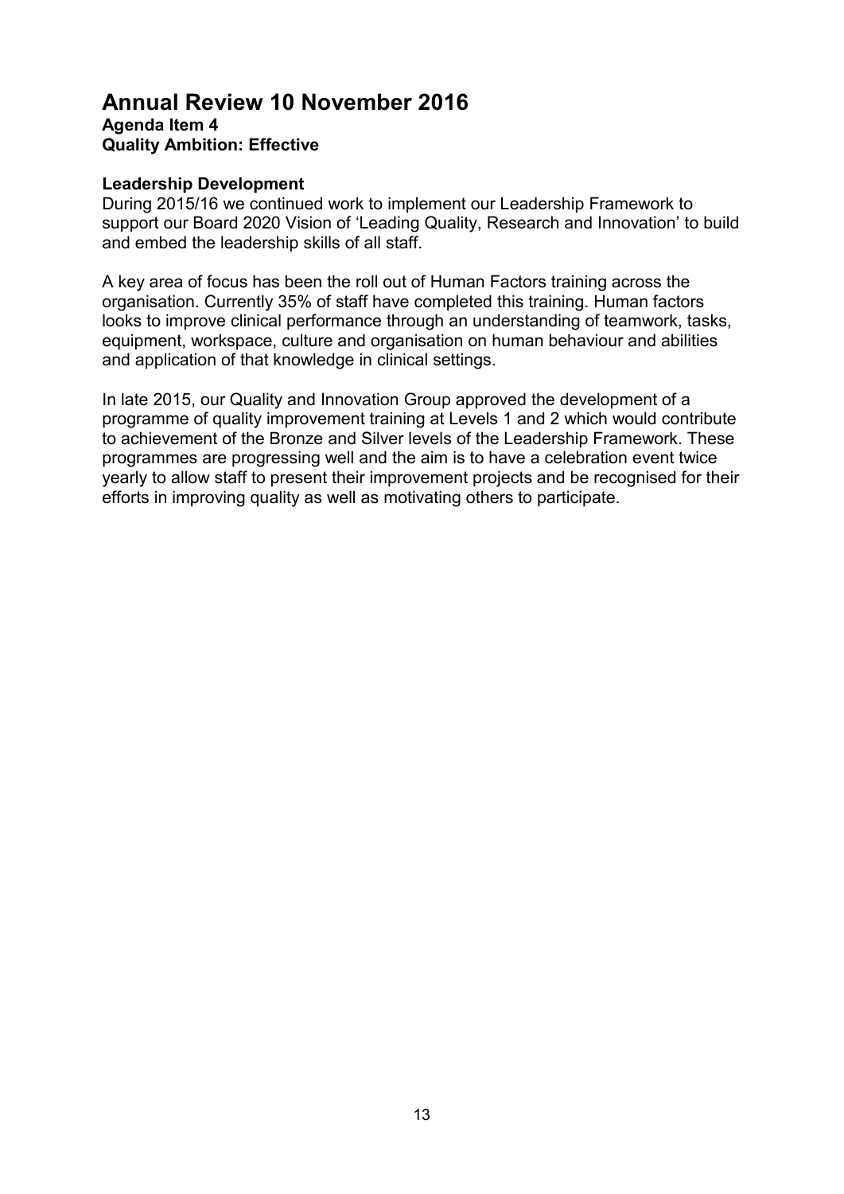# Annual Review 10 November 2016

**Agenda Item 4**
**Quality Ambition: Effective**

### Leadership Development

During 2015/16 we continued work to implement our Leadership Framework to support our Board 2020 Vision of 'Leading Quality, Research and Innovation' to build and embed the leadership skills of all staff.

A key area of focus has been the roll out of Human Factors training across the organisation. Currently 35% of staff have completed this training. Human factors looks to improve clinical performance through an understanding of teamwork, tasks, equipment, workspace, culture and organisation on human behaviour and abilities and application of that knowledge in clinical settings.

In late 2015, our Quality and Innovation Group approved the development of a programme of quality improvement training at Levels 1 and 2 which would contribute to achievement of the Bronze and Silver levels of the Leadership Framework. These programmes are progressing well and the aim is to have a celebration event twice yearly to allow staff to present their improvement projects and be recognised for their efforts in improving quality as well as motivating others to participate.